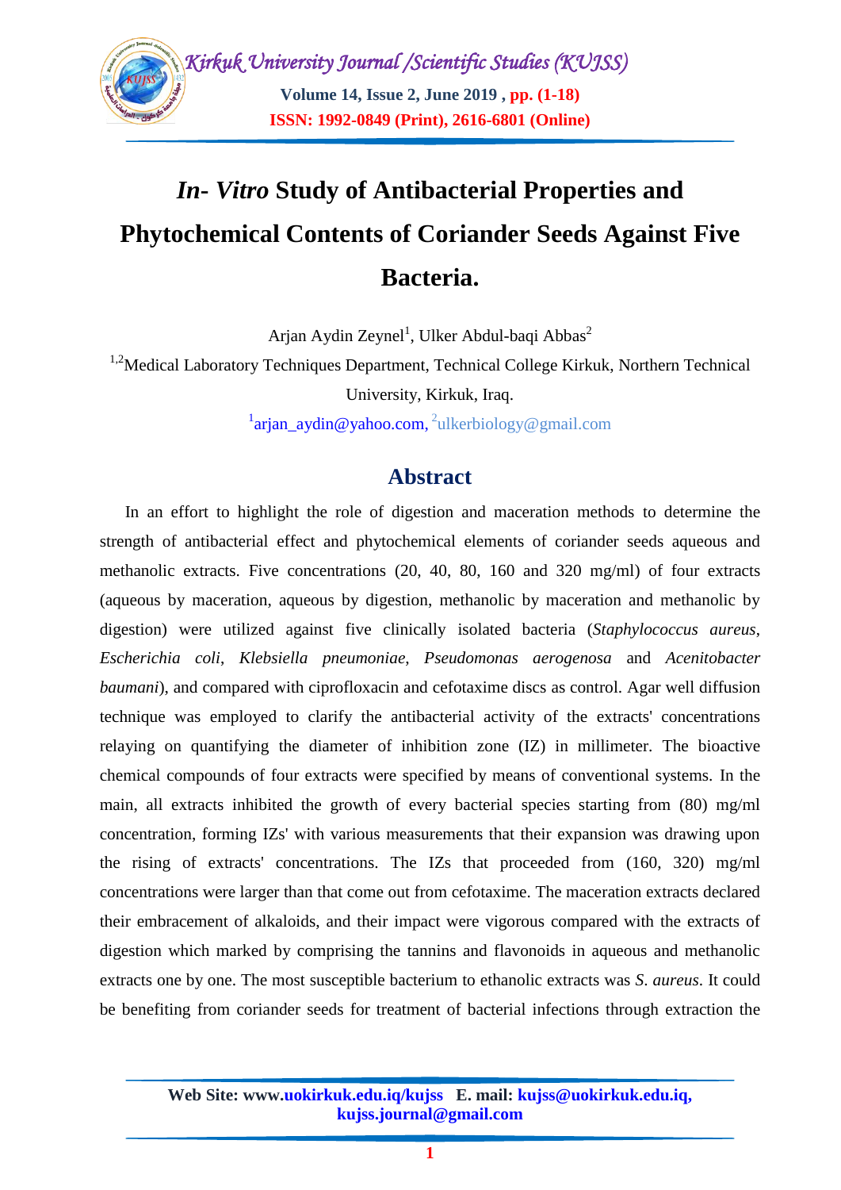# *In- Vitro* Study of Antibacterial Properties and Phytochemical Contents of Coriander Seeds Against Five Bacteria.

Arjan Aydin Zeynel[1], Ulker Abdul-baqi Abbas[2]

[1,2]Medical Laboratory Techniques Department, Technical College Kirkuk, Northern Technical University, Kirkuk, Iraq.

[1]arjan_aydin@yahoo.com, [2]ulkerbiology@gmail.com

## Abstract

In an effort to highlight the role of digestion and maceration methods to determine the strength of antibacterial effect and phytochemical elements of coriander seeds aqueous and methanolic extracts. Five concentrations (20, 40, 80, 160 and 320 mg/ml) of four extracts (aqueous by maceration, aqueous by digestion, methanolic by maceration and methanolic by digestion) were utilized against five clinically isolated bacteria (*Staphylococcus aureus*, *Escherichia coli*, *Klebsiella pneumoniae*, *Pseudomonas aerogenosa* and *Acenitobacter baumani*), and compared with ciprofloxacin and cefotaxime discs as control. Agar well diffusion technique was employed to clarify the antibacterial activity of the extracts' concentrations relaying on quantifying the diameter of inhibition zone (IZ) in millimeter. The bioactive chemical compounds of four extracts were specified by means of conventional systems. In the main, all extracts inhibited the growth of every bacterial species starting from (80) mg/ml concentration, forming IZs' with various measurements that their expansion was drawing upon the rising of extracts' concentrations. The IZs that proceeded from (160, 320) mg/ml concentrations were larger than that come out from cefotaxime. The maceration extracts declared their embracement of alkaloids, and their impact were vigorous compared with the extracts of digestion which marked by comprising the tannins and flavonoids in aqueous and methanolic extracts one by one. The most susceptible bacterium to ethanolic extracts was *S. aureus*. It could be benefiting from coriander seeds for treatment of bacterial infections through extraction the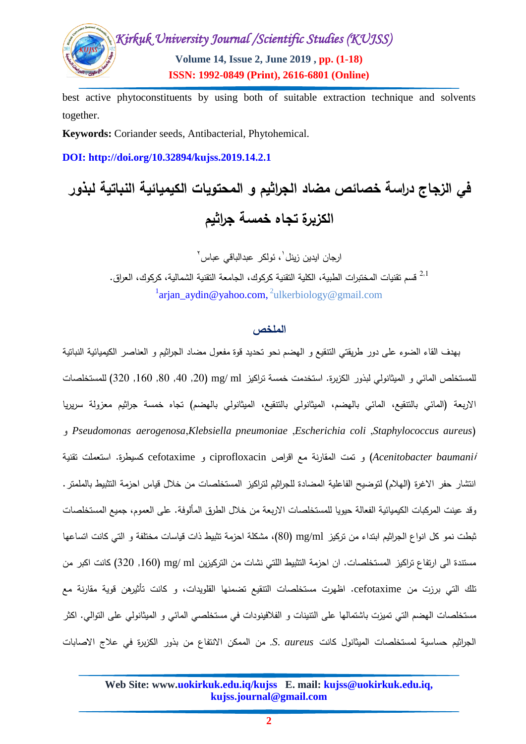best active phytoconstituents by using both of suitable extraction technique and solvents together.

**Keywords:** Coriander seeds, Antibacterial, Phytohemical.

**DOI: http://doi.org/10.32894/kujss.2019.14.2.1**

# في الزجاج دراسة خصائص مضاد الجراثيم و المحتويات الكيميائية النباتية لبذور الكزبرة تجاه خمسة جراثيم

ارجان ايدين زينل[1]، ئولكر عبدالباقي عباس[2]

[2,1] قسم تقنيات المختبرات الطبية، الكلية التقنية كركوك، الجامعة التقنية الشمالية، كركوك، العراق.

[1]arjan_aydin@yahoo.com, [2]ulkerbiology@gmail.com

## الملخص

بهدف القاء الضوء على دور طريقتي التنقيع و الهضم نحو تحديد قوة مفعول مضاد الجراثيم و العناصر الكيميائية النباتية للمستخلص المائي و الميثانولي لبذور الكزبرة. استخدمت خمسة تراكيز mg/ ml (20, 40, 80, 160, 320) للمستخلصات الاربعة (المائي بالتنقيع، المائي بالهضم، الميثانولي بالتنقيع، الميثانولي بالهضم) تجاه خمسة جراثيم معزولة سريريا (*Staphylococcus aureus*, *Escherichia coli*, *Klebsiella pneumoniae*, *Pseudomonas aerogenosa* و *Acenitobacter baumanii*) و تمت المقارنة مع اقراص ciprofloxacin و cefotaxime كسيطرة. استعملت تقنية انتشار حفر الاغرة (الهلام) لتوضيح الفاعلية المضادة للجراثيم لتراكيز المستخلصات من خلال قياس احزمة التثبيط بالملمتر. وقد عينت المركبات الكيميائية الفعالة حيويا للمستخلصات الاربعة من خلال الطرق المألوفة. على العموم، جميع المستخلصات ثبطت نمو كل انواع الجراثيم ابتداء من تركيز mg/ml (80)، مشكلة احزمة تثبيط ذات قياسات مختلفة و التي كانت اتساعها مستندة الى ارتفاع تراكيز المستخلصات. ان احزمة التثبيط اللتي نشات من التركيزين mg/ ml (160, 320) كانت اكبر من تلك التي برزت من cefotaxime. اظهرت مستخلصات التنقيع تضمنها القلويدات، و كانت تأثيرهن قوية مقارنة مع مستخلصات الهضم التي تميزت باشتمالها على التنينات و الفلافينودات في مستخلصي المائي و الميثانولي على التوالي. اكثر الجراثيم حساسية لمستخلصات الميثانول كانت *S. aureus*. من الممكن الانتفاع من بذور الكزبرة في علاج الاصابات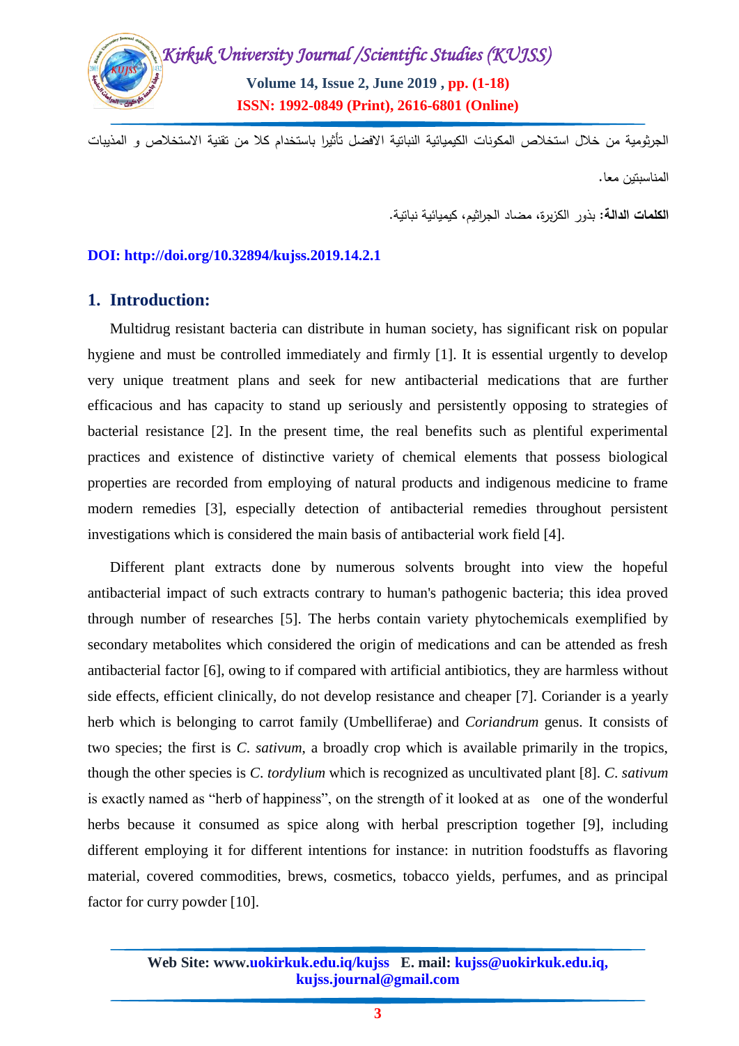الجرثومية من خلال استخلاص المكونات الكيميائية النباتية الافضل تأثيرا باستخدام كلا من تقنية الاستخلاص و المذيبات المناسبتين معا.

**الكلمات الدالة:** بذور الكزبرة، مضاد الجراثيم، كيميائية نباتية.

**DOI: http://doi.org/10.32894/kujss.2019.14.2.1**

## 1. Introduction:

Multidrug resistant bacteria can distribute in human society, has significant risk on popular hygiene and must be controlled immediately and firmly [1]. It is essential urgently to develop very unique treatment plans and seek for new antibacterial medications that are further efficacious and has capacity to stand up seriously and persistently opposing to strategies of bacterial resistance [2]. In the present time, the real benefits such as plentiful experimental practices and existence of distinctive variety of chemical elements that possess biological properties are recorded from employing of natural products and indigenous medicine to frame modern remedies [3], especially detection of antibacterial remedies throughout persistent investigations which is considered the main basis of antibacterial work field [4].

Different plant extracts done by numerous solvents brought into view the hopeful antibacterial impact of such extracts contrary to human's pathogenic bacteria; this idea proved through number of researches [5]. The herbs contain variety phytochemicals exemplified by secondary metabolites which considered the origin of medications and can be attended as fresh antibacterial factor [6], owing to if compared with artificial antibiotics, they are harmless without side effects, efficient clinically, do not develop resistance and cheaper [7]. Coriander is a yearly herb which is belonging to carrot family (Umbelliferae) and *Coriandrum* genus. It consists of two species; the first is *C. sativum*, a broadly crop which is available primarily in the tropics, though the other species is *C. tordylium* which is recognized as uncultivated plant [8]. *C. sativum* is exactly named as “herb of happiness”, on the strength of it looked at as one of the wonderful herbs because it consumed as spice along with herbal prescription together [9], including different employing it for different intentions for instance: in nutrition foodstuffs as flavoring material, covered commodities, brews, cosmetics, tobacco yields, perfumes, and as principal factor for curry powder [10].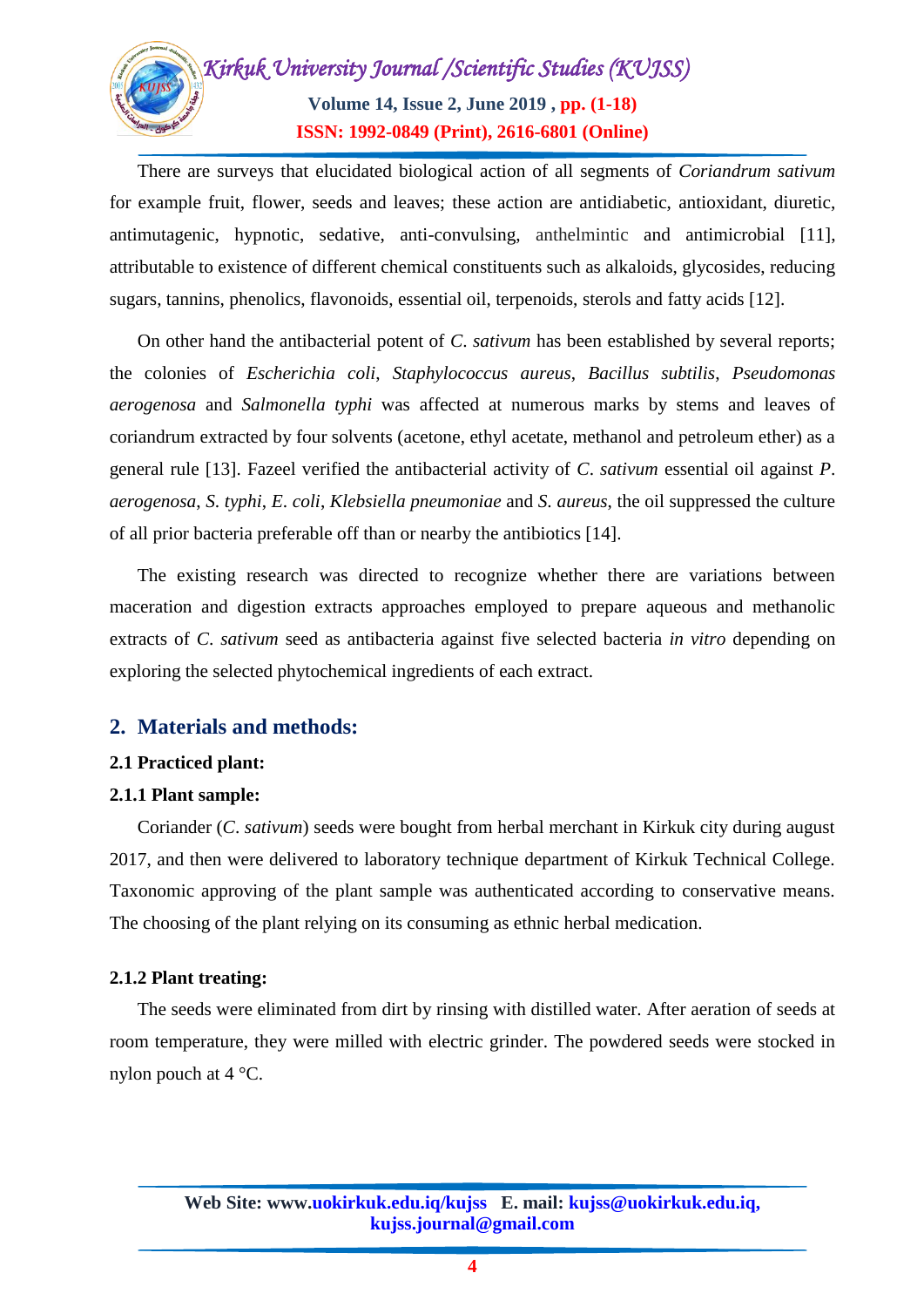There are surveys that elucidated biological action of all segments of *Coriandrum sativum* for example fruit, flower, seeds and leaves; these action are antidiabetic, antioxidant, diuretic, antimutagenic, hypnotic, sedative, anti-convulsing, anthelmintic and antimicrobial [11], attributable to existence of different chemical constituents such as alkaloids, glycosides, reducing sugars, tannins, phenolics, flavonoids, essential oil, terpenoids, sterols and fatty acids [12].

On other hand the antibacterial potent of *C. sativum* has been established by several reports; the colonies of *Escherichia coli*, *Staphylococcus aureus*, *Bacillus subtilis*, *Pseudomonas aerogenosa* and *Salmonella typhi* was affected at numerous marks by stems and leaves of coriandrum extracted by four solvents (acetone, ethyl acetate, methanol and petroleum ether) as a general rule [13]. Fazeel verified the antibacterial activity of *C. sativum* essential oil against *P. aerogenosa*, *S. typhi*, *E. coli*, *Klebsiella pneumoniae* and *S. aureus*, the oil suppressed the culture of all prior bacteria preferable off than or nearby the antibiotics [14].

The existing research was directed to recognize whether there are variations between maceration and digestion extracts approaches employed to prepare aqueous and methanolic extracts of *C. sativum* seed as antibacteria against five selected bacteria *in vitro* depending on exploring the selected phytochemical ingredients of each extract.

## 2. Materials and methods:

### 2.1 Practiced plant:

#### 2.1.1 Plant sample:

Coriander (*C. sativum*) seeds were bought from herbal merchant in Kirkuk city during august 2017, and then were delivered to laboratory technique department of Kirkuk Technical College. Taxonomic approving of the plant sample was authenticated according to conservative means. The choosing of the plant relying on its consuming as ethnic herbal medication.

#### 2.1.2 Plant treating:

The seeds were eliminated from dirt by rinsing with distilled water. After aeration of seeds at room temperature, they were milled with electric grinder. The powdered seeds were stocked in nylon pouch at 4 °C.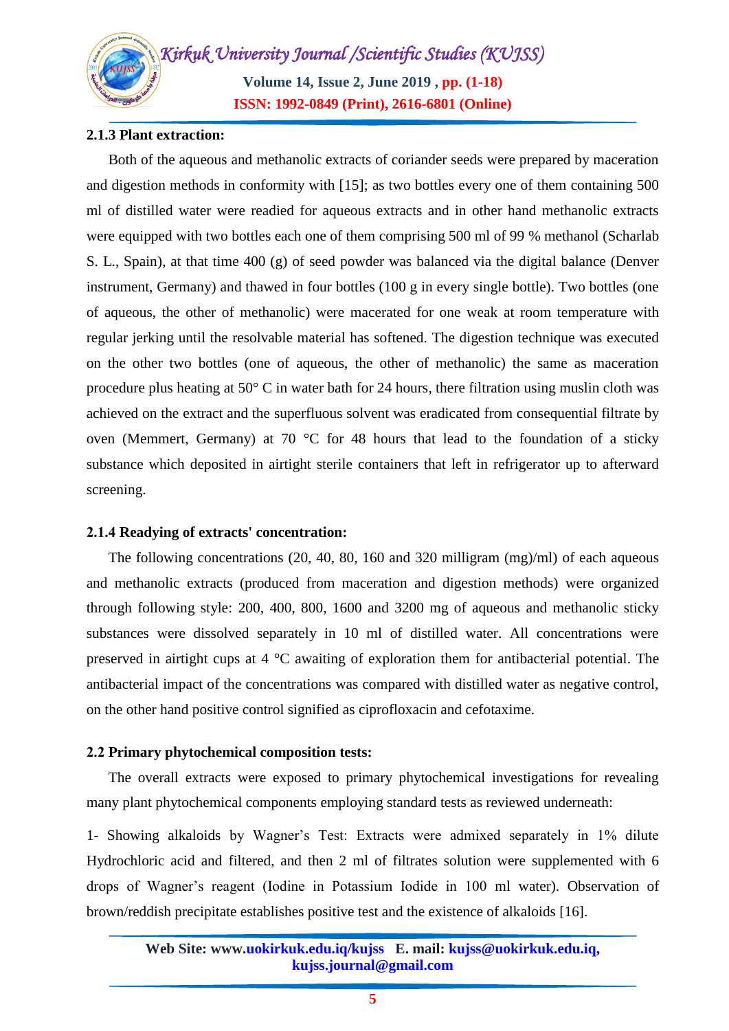### 2.1.3 Plant extraction:

Both of the aqueous and methanolic extracts of coriander seeds were prepared by maceration and digestion methods in conformity with [15]; as two bottles every one of them containing 500 ml of distilled water were readied for aqueous extracts and in other hand methanolic extracts were equipped with two bottles each one of them comprising 500 ml of 99 % methanol (Scharlab S. L., Spain), at that time 400 (g) of seed powder was balanced via the digital balance (Denver instrument, Germany) and thawed in four bottles (100 g in every single bottle). Two bottles (one of aqueous, the other of methanolic) were macerated for one weak at room temperature with regular jerking until the resolvable material has softened. The digestion technique was executed on the other two bottles (one of aqueous, the other of methanolic) the same as maceration procedure plus heating at 50° C in water bath for 24 hours, there filtration using muslin cloth was achieved on the extract and the superfluous solvent was eradicated from consequential filtrate by oven (Memmert, Germany) at 70 °C for 48 hours that lead to the foundation of a sticky substance which deposited in airtight sterile containers that left in refrigerator up to afterward screening.

### 2.1.4 Readying of extracts' concentration:

The following concentrations (20, 40, 80, 160 and 320 milligram (mg)/ml) of each aqueous and methanolic extracts (produced from maceration and digestion methods) were organized through following style: 200, 400, 800, 1600 and 3200 mg of aqueous and methanolic sticky substances were dissolved separately in 10 ml of distilled water. All concentrations were preserved in airtight cups at 4 °C awaiting of exploration them for antibacterial potential. The antibacterial impact of the concentrations was compared with distilled water as negative control, on the other hand positive control signified as ciprofloxacin and cefotaxime.

## 2.2 Primary phytochemical composition tests:

The overall extracts were exposed to primary phytochemical investigations for revealing many plant phytochemical components employing standard tests as reviewed underneath:

1- Showing alkaloids by Wagner's Test: Extracts were admixed separately in 1% dilute Hydrochloric acid and filtered, and then 2 ml of filtrates solution were supplemented with 6 drops of Wagner's reagent (Iodine in Potassium Iodide in 100 ml water). Observation of brown/reddish precipitate establishes positive test and the existence of alkaloids [16].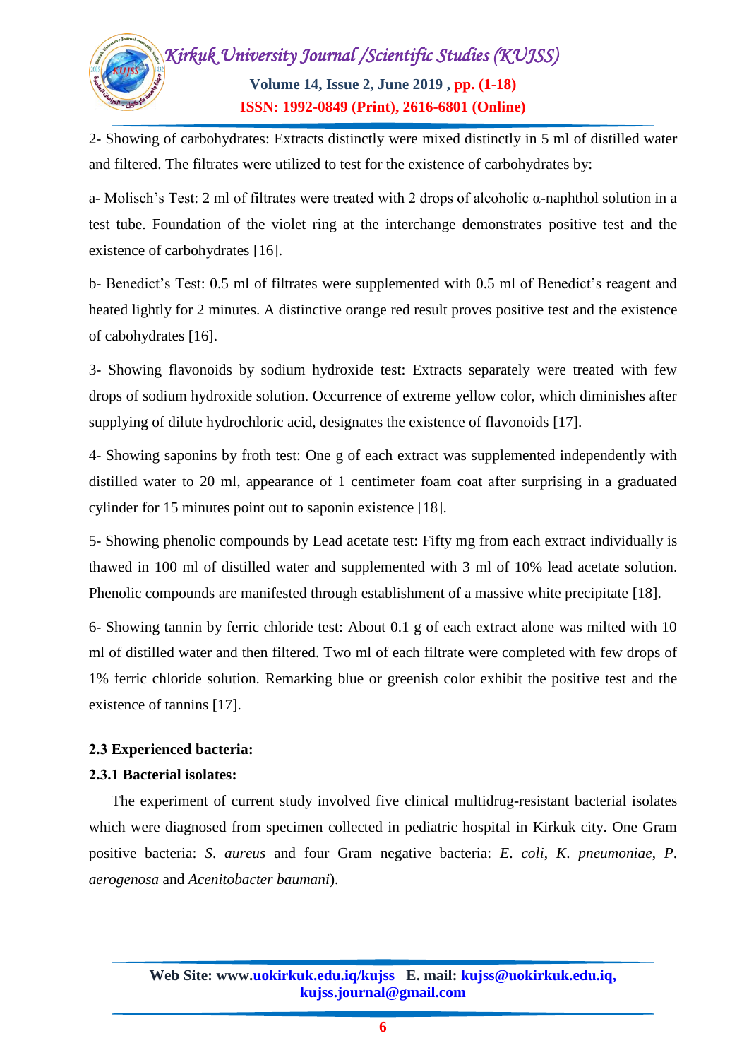2- Showing of carbohydrates: Extracts distinctly were mixed distinctly in 5 ml of distilled water and filtered. The filtrates were utilized to test for the existence of carbohydrates by:

a- Molisch's Test: 2 ml of filtrates were treated with 2 drops of alcoholic α-naphthol solution in a test tube. Foundation of the violet ring at the interchange demonstrates positive test and the existence of carbohydrates [16].

b- Benedict's Test: 0.5 ml of filtrates were supplemented with 0.5 ml of Benedict's reagent and heated lightly for 2 minutes. A distinctive orange red result proves positive test and the existence of cabohydrates [16].

3- Showing flavonoids by sodium hydroxide test: Extracts separately were treated with few drops of sodium hydroxide solution. Occurrence of extreme yellow color, which diminishes after supplying of dilute hydrochloric acid, designates the existence of flavonoids [17].

4- Showing saponins by froth test: One g of each extract was supplemented independently with distilled water to 20 ml, appearance of 1 centimeter foam coat after surprising in a graduated cylinder for 15 minutes point out to saponin existence [18].

5- Showing phenolic compounds by Lead acetate test: Fifty mg from each extract individually is thawed in 100 ml of distilled water and supplemented with 3 ml of 10% lead acetate solution. Phenolic compounds are manifested through establishment of a massive white precipitate [18].

6- Showing tannin by ferric chloride test: About 0.1 g of each extract alone was milted with 10 ml of distilled water and then filtered. Two ml of each filtrate were completed with few drops of 1% ferric chloride solution. Remarking blue or greenish color exhibit the positive test and the existence of tannins [17].

**2.3 Experienced bacteria:**

**2.3.1 Bacterial isolates:**

The experiment of current study involved five clinical multidrug-resistant bacterial isolates which were diagnosed from specimen collected in pediatric hospital in Kirkuk city. One Gram positive bacteria: *S. aureus* and four Gram negative bacteria: *E. coli*, *K. pneumoniae*, *P. aerogenosa* and *Acenitobacter baumani*).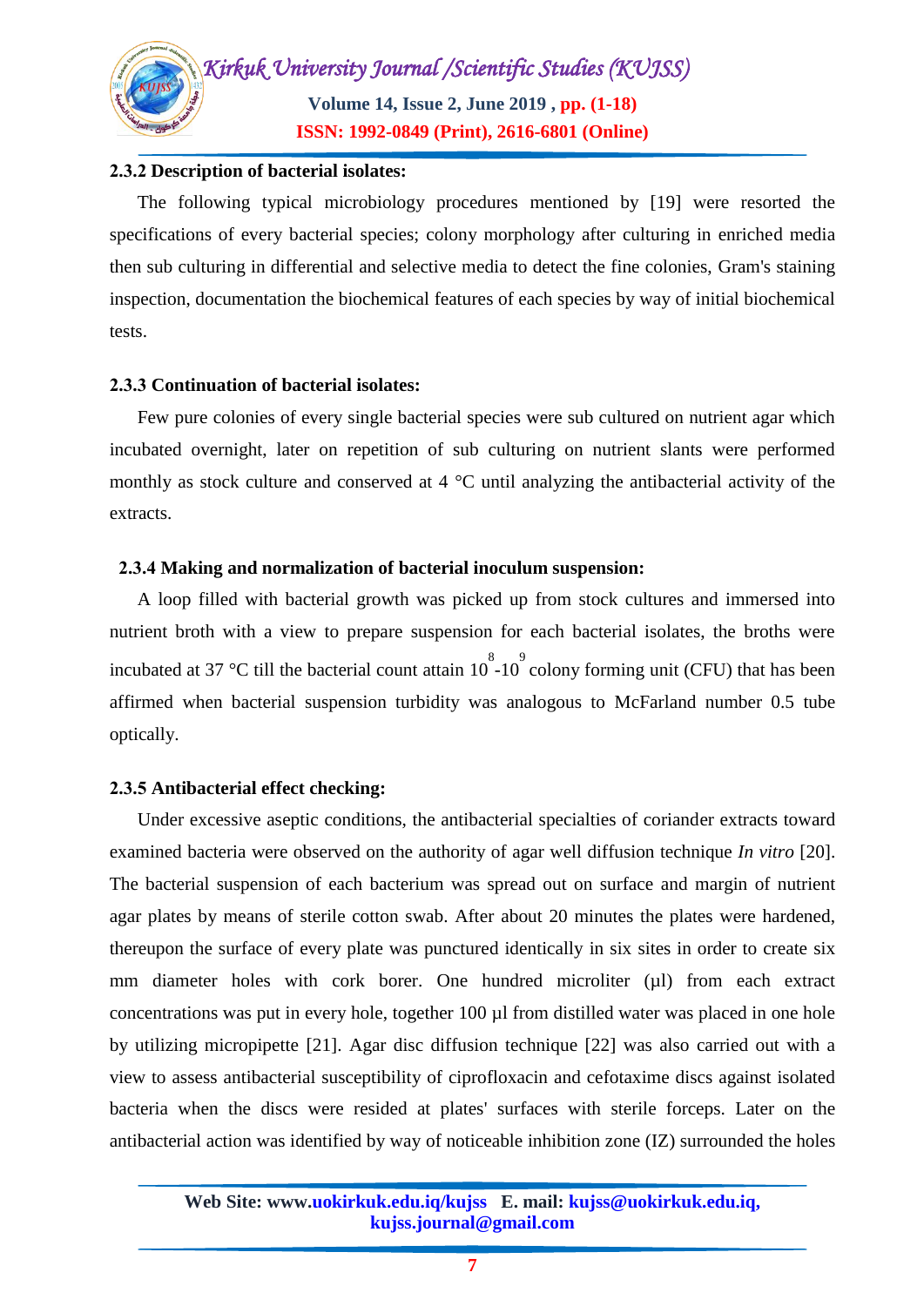### 2.3.2 Description of bacterial isolates:

The following typical microbiology procedures mentioned by [19] were resorted the specifications of every bacterial species; colony morphology after culturing in enriched media then sub culturing in differential and selective media to detect the fine colonies, Gram's staining inspection, documentation the biochemical features of each species by way of initial biochemical tests.

### 2.3.3 Continuation of bacterial isolates:

Few pure colonies of every single bacterial species were sub cultured on nutrient agar which incubated overnight, later on repetition of sub culturing on nutrient slants were performed monthly as stock culture and conserved at 4 °C until analyzing the antibacterial activity of the extracts.

### 2.3.4 Making and normalization of bacterial inoculum suspension:

A loop filled with bacterial growth was picked up from stock cultures and immersed into nutrient broth with a view to prepare suspension for each bacterial isolates, the broths were incubated at 37 °C till the bacterial count attain $10^8$-$10^9$ colony forming unit (CFU) that has been affirmed when bacterial suspension turbidity was analogous to McFarland number 0.5 tube optically.

### 2.3.5 Antibacterial effect checking:

Under excessive aseptic conditions, the antibacterial specialties of coriander extracts toward examined bacteria were observed on the authority of agar well diffusion technique *In vitro* [20]. The bacterial suspension of each bacterium was spread out on surface and margin of nutrient agar plates by means of sterile cotton swab. After about 20 minutes the plates were hardened, thereupon the surface of every plate was punctured identically in six sites in order to create six mm diameter holes with cork borer. One hundred microliter (µl) from each extract concentrations was put in every hole, together 100 µl from distilled water was placed in one hole by utilizing micropipette [21]. Agar disc diffusion technique [22] was also carried out with a view to assess antibacterial susceptibility of ciprofloxacin and cefotaxime discs against isolated bacteria when the discs were resided at plates' surfaces with sterile forceps. Later on the antibacterial action was identified by way of noticeable inhibition zone (IZ) surrounded the holes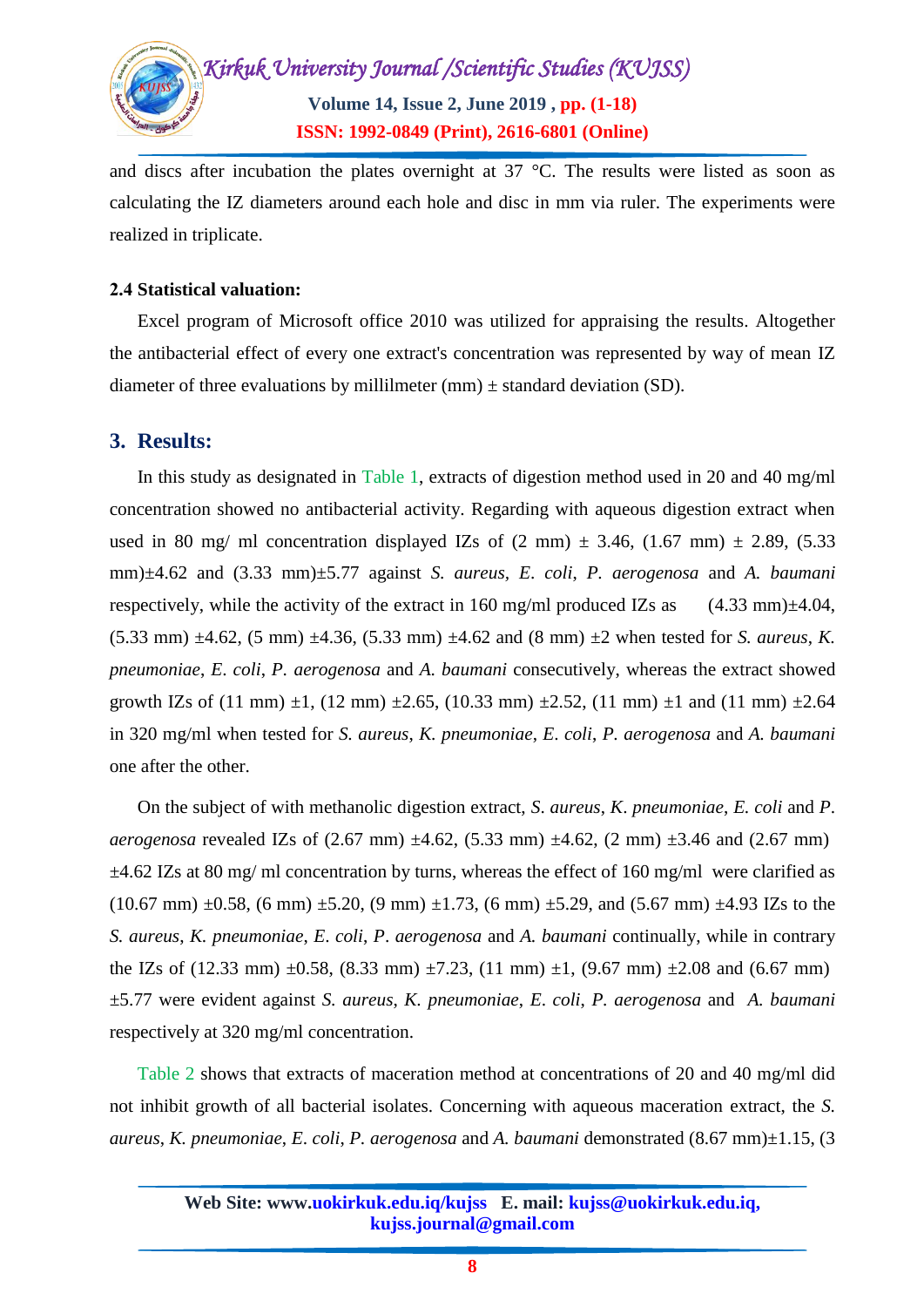and discs after incubation the plates overnight at 37 °C. The results were listed as soon as calculating the IZ diameters around each hole and disc in mm via ruler. The experiments were realized in triplicate.

### 2.4 Statistical valuation:

Excel program of Microsoft office 2010 was utilized for appraising the results. Altogether the antibacterial effect of every one extract's concentration was represented by way of mean IZ diameter of three evaluations by millilmeter (mm) ± standard deviation (SD).

## 3. Results:

In this study as designated in Table 1, extracts of digestion method used in 20 and 40 mg/ml concentration showed no antibacterial activity. Regarding with aqueous digestion extract when used in 80 mg/ ml concentration displayed IZs of (2 mm) ± 3.46, (1.67 mm) ± 2.89, (5.33 mm)±4.62 and (3.33 mm)±5.77 against *S. aureus*, *E. coli*, *P. aerogenosa* and *A. baumani* respectively, while the activity of the extract in 160 mg/ml produced IZs as (4.33 mm)±4.04, (5.33 mm) ±4.62, (5 mm) ±4.36, (5.33 mm) ±4.62 and (8 mm) ±2 when tested for *S. aureus*, *K. pneumoniae*, *E. coli*, *P. aerogenosa* and *A. baumani* consecutively, whereas the extract showed growth IZs of (11 mm) ±1, (12 mm) ±2.65, (10.33 mm) ±2.52, (11 mm) ±1 and (11 mm) ±2.64 in 320 mg/ml when tested for *S. aureus*, *K. pneumoniae*, *E. coli*, *P. aerogenosa* and *A. baumani* one after the other.

On the subject of with methanolic digestion extract, *S. aureus*, *K. pneumoniae*, *E. coli* and *P. aerogenosa* revealed IZs of (2.67 mm) ±4.62, (5.33 mm) ±4.62, (2 mm) ±3.46 and (2.67 mm) ±4.62 IZs at 80 mg/ ml concentration by turns, whereas the effect of 160 mg/ml were clarified as (10.67 mm) ±0.58, (6 mm) ±5.20, (9 mm) ±1.73, (6 mm) ±5.29, and (5.67 mm) ±4.93 IZs to the *S. aureus*, *K. pneumoniae*, *E. coli*, *P. aerogenosa* and *A. baumani* continually, while in contrary the IZs of (12.33 mm) ±0.58, (8.33 mm) ±7.23, (11 mm) ±1, (9.67 mm) ±2.08 and (6.67 mm) ±5.77 were evident against *S. aureus*, *K. pneumoniae*, *E. coli*, *P. aerogenosa* and *A. baumani* respectively at 320 mg/ml concentration.

Table 2 shows that extracts of maceration method at concentrations of 20 and 40 mg/ml did not inhibit growth of all bacterial isolates. Concerning with aqueous maceration extract, the *S. aureus*, *K. pneumoniae*, *E. coli*, *P. aerogenosa* and *A. baumani* demonstrated (8.67 mm)±1.15, (3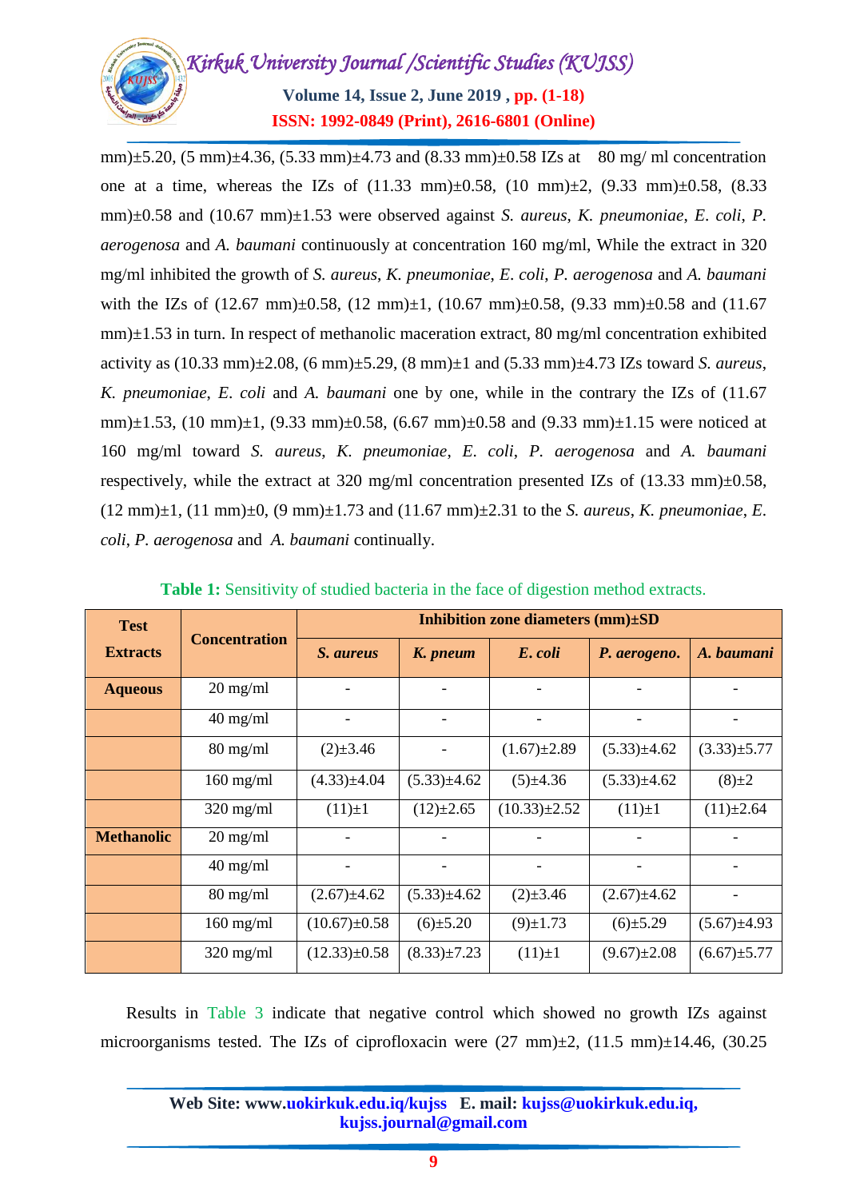mm)±5.20, (5 mm)±4.36, (5.33 mm)±4.73 and (8.33 mm)±0.58 IZs at 80 mg/ ml concentration one at a time, whereas the IZs of (11.33 mm)±0.58, (10 mm)±2, (9.33 mm)±0.58, (8.33 mm)±0.58 and (10.67 mm)±1.53 were observed against *S. aureus*, *K. pneumoniae*, *E. coli*, *P. aerogenosa* and *A. baumani* continuously at concentration 160 mg/ml, While the extract in 320 mg/ml inhibited the growth of *S. aureus*, *K. pneumoniae*, *E. coli*, *P. aerogenosa* and *A. baumani* with the IZs of (12.67 mm)±0.58, (12 mm)±1, (10.67 mm)±0.58, (9.33 mm)±0.58 and (11.67 mm)±1.53 in turn. In respect of methanolic maceration extract, 80 mg/ml concentration exhibited activity as (10.33 mm)±2.08, (6 mm)±5.29, (8 mm)±1 and (5.33 mm)±4.73 IZs toward *S. aureus*, *K. pneumoniae*, *E. coli* and *A. baumani* one by one, while in the contrary the IZs of (11.67 mm)±1.53, (10 mm)±1, (9.33 mm)±0.58, (6.67 mm)±0.58 and (9.33 mm)±1.15 were noticed at 160 mg/ml toward *S. aureus*, *K. pneumoniae*, *E. coli*, *P. aerogenosa* and *A. baumani* respectively, while the extract at 320 mg/ml concentration presented IZs of (13.33 mm)±0.58, (12 mm)±1, (11 mm)±0, (9 mm)±1.73 and (11.67 mm)±2.31 to the *S. aureus*, *K. pneumoniae*, *E. coli*, *P. aerogenosa* and *A. baumani* continually.

**Table 1:** Sensitivity of studied bacteria in the face of digestion method extracts.

| Test Extracts | Concentration | Inhibition zone diameters (mm)±SD | | | | |
|---|---|---|---|---|---|---|
| | | ***S. aureus*** | ***K. pneum*** | ***E. coli*** | ***P. aerogeno.*** | ***A. baumani*** |
| **Aqueous** | 20 mg/ml | - | - | - | - | - |
| | 40 mg/ml | - | - | - | - | - |
| | 80 mg/ml | (2)±3.46 | - | (1.67)±2.89 | (5.33)±4.62 | (3.33)±5.77 |
| | 160 mg/ml | (4.33)±4.04 | (5.33)±4.62 | (5)±4.36 | (5.33)±4.62 | (8)±2 |
| | 320 mg/ml | (11)±1 | (12)±2.65 | (10.33)±2.52 | (11)±1 | (11)±2.64 |
| **Methanolic** | 20 mg/ml | - | - | - | - | - |
| | 40 mg/ml | - | - | - | - | - |
| | 80 mg/ml | (2.67)±4.62 | (5.33)±4.62 | (2)±3.46 | (2.67)±4.62 | - |
| | 160 mg/ml | (10.67)±0.58 | (6)±5.20 | (9)±1.73 | (6)±5.29 | (5.67)±4.93 |
| | 320 mg/ml | (12.33)±0.58 | (8.33)±7.23 | (11)±1 | (9.67)±2.08 | (6.67)±5.77 |

Results in Table 3 indicate that negative control which showed no growth IZs against microorganisms tested. The IZs of ciprofloxacin were (27 mm)±2, (11.5 mm)±14.46, (30.25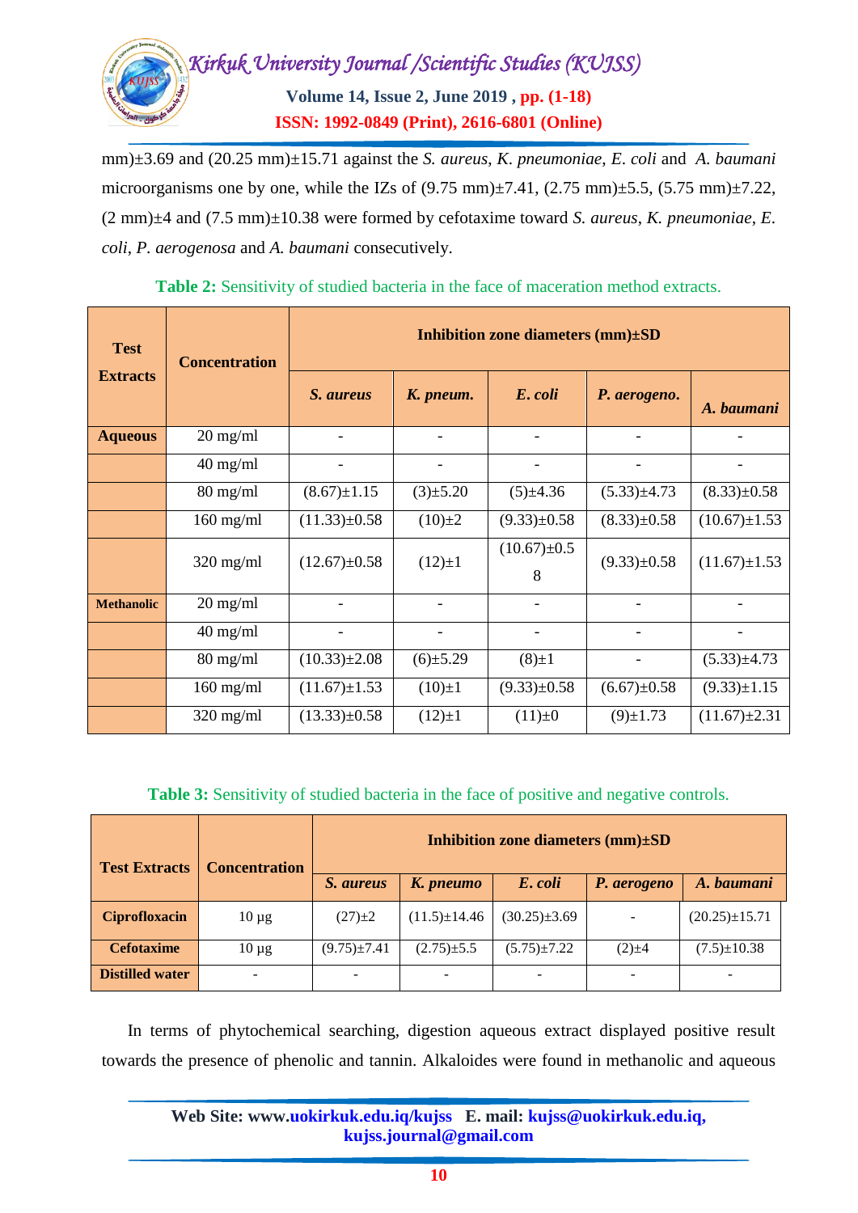mm)±3.69 and (20.25 mm)±15.71 against the *S. aureus*, *K. pneumoniae*, *E. coli* and *A. baumani* microorganisms one by one, while the IZs of (9.75 mm)±7.41, (2.75 mm)±5.5, (5.75 mm)±7.22, (2 mm)±4 and (7.5 mm)±10.38 were formed by cefotaxime toward *S. aureus*, *K. pneumoniae*, *E. coli*, *P. aerogenosa* and *A. baumani* consecutively.

**Table 2:** Sensitivity of studied bacteria in the face of maceration method extracts.

| Test Extracts | Concentration | Inhibition zone diameters (mm)±SD | | | | |
|---|---|---|---|---|---|---|
| | | *S. aureus* | *K. pneum.* | *E. coli* | *P. aerogeno.* | *A. baumani* |
| **Aqueous** | 20 mg/ml | - | - | - | - | - |
| | 40 mg/ml | - | - | - | - | - |
| | 80 mg/ml | (8.67)±1.15 | (3)±5.20 | (5)±4.36 | (5.33)±4.73 | (8.33)±0.58 |
| | 160 mg/ml | (11.33)±0.58 | (10)±2 | (9.33)±0.58 | (8.33)±0.58 | (10.67)±1.53 |
| | 320 mg/ml | (12.67)±0.58 | (12)±1 | (10.67)±0.58 | (9.33)±0.58 | (11.67)±1.53 |
| **Methanolic** | 20 mg/ml | - | - | - | - | - |
| | 40 mg/ml | - | - | - | - | - |
| | 80 mg/ml | (10.33)±2.08 | (6)±5.29 | (8)±1 | - | (5.33)±4.73 |
| | 160 mg/ml | (11.67)±1.53 | (10)±1 | (9.33)±0.58 | (6.67)±0.58 | (9.33)±1.15 |
| | 320 mg/ml | (13.33)±0.58 | (12)±1 | (11)±0 | (9)±1.73 | (11.67)±2.31 |

**Table 3:** Sensitivity of studied bacteria in the face of positive and negative controls.

| Test Extracts | Concentration | Inhibition zone diameters (mm)±SD | | | | |
|---|---|---|---|---|---|---|
| | | *S. aureus* | *K. pneumo* | *E. coli* | *P. aerogeno* | *A. baumani* |
| **Ciprofloxacin** | 10 µg | (27)±2 | (11.5)±14.46 | (30.25)±3.69 | - | (20.25)±15.71 |
| **Cefotaxime** | 10 µg | (9.75)±7.41 | (2.75)±5.5 | (5.75)±7.22 | (2)±4 | (7.5)±10.38 |
| **Distilled water** | - | - | - | - | - | - |

In terms of phytochemical searching, digestion aqueous extract displayed positive result towards the presence of phenolic and tannin. Alkaloides were found in methanolic and aqueous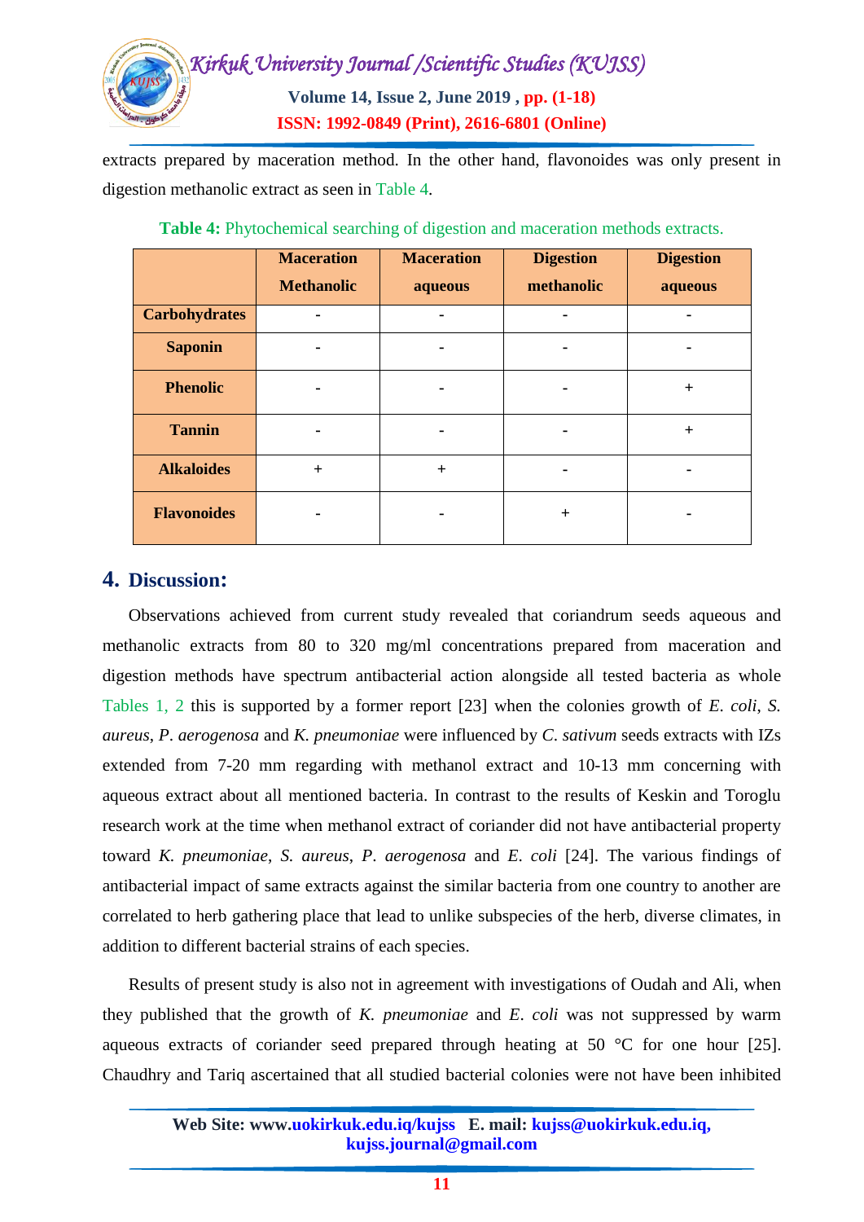extracts prepared by maceration method. In the other hand, flavonoides was only present in digestion methanolic extract as seen in Table 4.

**Table 4:** Phytochemical searching of digestion and maceration methods extracts.

| | Maceration Methanolic | Maceration aqueous | Digestion methanolic | Digestion aqueous |
|---|---|---|---|---|
| **Carbohydrates** | - | - | - | - |
| **Saponin** | - | - | - | - |
| **Phenolic** | - | - | - | + |
| **Tannin** | - | - | - | + |
| **Alkaloides** | + | + | - | - |
| **Flavonoides** | - | - | + | - |

## 4. Discussion:

Observations achieved from current study revealed that coriandrum seeds aqueous and methanolic extracts from 80 to 320 mg/ml concentrations prepared from maceration and digestion methods have spectrum antibacterial action alongside all tested bacteria as whole Tables 1, 2 this is supported by a former report [23] when the colonies growth of *E. coli*, *S. aureus*, *P. aerogenosa* and *K. pneumoniae* were influenced by *C. sativum* seeds extracts with IZs extended from 7-20 mm regarding with methanol extract and 10-13 mm concerning with aqueous extract about all mentioned bacteria. In contrast to the results of Keskin and Toroglu research work at the time when methanol extract of coriander did not have antibacterial property toward *K. pneumoniae*, *S. aureus*, *P. aerogenosa* and *E. coli* [24]. The various findings of antibacterial impact of same extracts against the similar bacteria from one country to another are correlated to herb gathering place that lead to unlike subspecies of the herb, diverse climates, in addition to different bacterial strains of each species.

Results of present study is also not in agreement with investigations of Oudah and Ali, when they published that the growth of *K. pneumoniae* and *E. coli* was not suppressed by warm aqueous extracts of coriander seed prepared through heating at 50 °C for one hour [25]. Chaudhry and Tariq ascertained that all studied bacterial colonies were not have been inhibited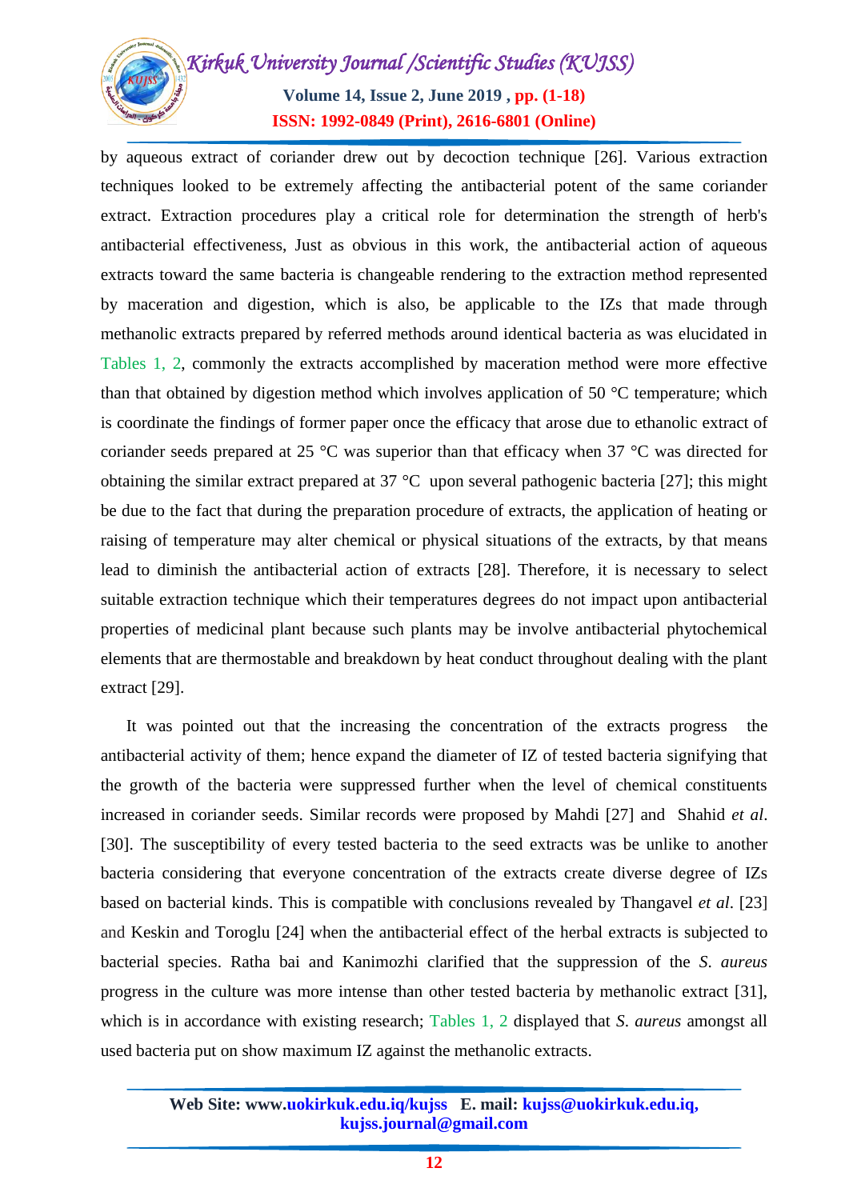by aqueous extract of coriander drew out by decoction technique [26]. Various extraction techniques looked to be extremely affecting the antibacterial potent of the same coriander extract. Extraction procedures play a critical role for determination the strength of herb's antibacterial effectiveness, Just as obvious in this work, the antibacterial action of aqueous extracts toward the same bacteria is changeable rendering to the extraction method represented by maceration and digestion, which is also, be applicable to the IZs that made through methanolic extracts prepared by referred methods around identical bacteria as was elucidated in Tables 1, 2, commonly the extracts accomplished by maceration method were more effective than that obtained by digestion method which involves application of 50 °C temperature; which is coordinate the findings of former paper once the efficacy that arose due to ethanolic extract of coriander seeds prepared at 25 °C was superior than that efficacy when 37 °C was directed for obtaining the similar extract prepared at 37 °C upon several pathogenic bacteria [27]; this might be due to the fact that during the preparation procedure of extracts, the application of heating or raising of temperature may alter chemical or physical situations of the extracts, by that means lead to diminish the antibacterial action of extracts [28]. Therefore, it is necessary to select suitable extraction technique which their temperatures degrees do not impact upon antibacterial properties of medicinal plant because such plants may be involve antibacterial phytochemical elements that are thermostable and breakdown by heat conduct throughout dealing with the plant extract [29].

It was pointed out that the increasing the concentration of the extracts progress the antibacterial activity of them; hence expand the diameter of IZ of tested bacteria signifying that the growth of the bacteria were suppressed further when the level of chemical constituents increased in coriander seeds. Similar records were proposed by Mahdi [27] and Shahid *et al*. [30]. The susceptibility of every tested bacteria to the seed extracts was be unlike to another bacteria considering that everyone concentration of the extracts create diverse degree of IZs based on bacterial kinds. This is compatible with conclusions revealed by Thangavel *et al*. [23] and Keskin and Toroglu [24] when the antibacterial effect of the herbal extracts is subjected to bacterial species. Ratha bai and Kanimozhi clarified that the suppression of the *S. aureus* progress in the culture was more intense than other tested bacteria by methanolic extract [31], which is in accordance with existing research; Tables 1, 2 displayed that *S. aureus* amongst all used bacteria put on show maximum IZ against the methanolic extracts.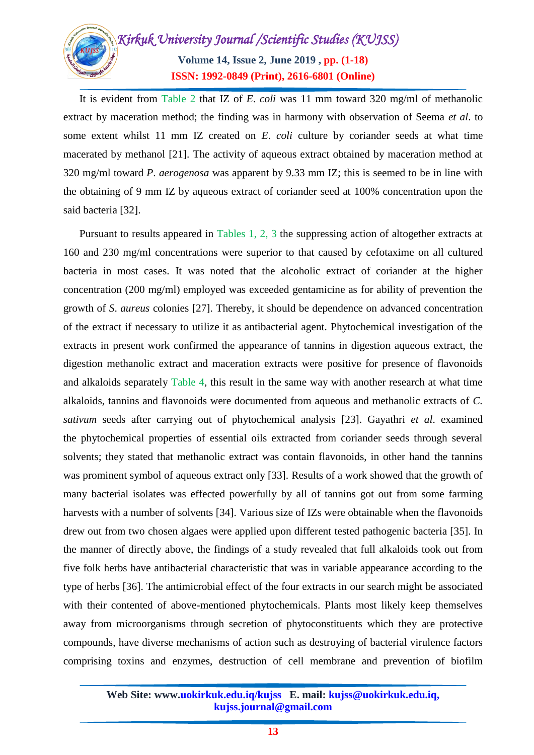It is evident from Table 2 that IZ of *E. coli* was 11 mm toward 320 mg/ml of methanolic extract by maceration method; the finding was in harmony with observation of Seema *et al*. to some extent whilst 11 mm IZ created on *E. coli* culture by coriander seeds at what time macerated by methanol [21]. The activity of aqueous extract obtained by maceration method at 320 mg/ml toward *P. aerogenosa* was apparent by 9.33 mm IZ; this is seemed to be in line with the obtaining of 9 mm IZ by aqueous extract of coriander seed at 100% concentration upon the said bacteria [32].

Pursuant to results appeared in Tables 1, 2, 3 the suppressing action of altogether extracts at 160 and 230 mg/ml concentrations were superior to that caused by cefotaxime on all cultured bacteria in most cases. It was noted that the alcoholic extract of coriander at the higher concentration (200 mg/ml) employed was exceeded gentamicine as for ability of prevention the growth of *S. aureus* colonies [27]. Thereby, it should be dependence on advanced concentration of the extract if necessary to utilize it as antibacterial agent. Phytochemical investigation of the extracts in present work confirmed the appearance of tannins in digestion aqueous extract, the digestion methanolic extract and maceration extracts were positive for presence of flavonoids and alkaloids separately Table 4, this result in the same way with another research at what time alkaloids, tannins and flavonoids were documented from aqueous and methanolic extracts of *C. sativum* seeds after carrying out of phytochemical analysis [23]. Gayathri *et al*. examined the phytochemical properties of essential oils extracted from coriander seeds through several solvents; they stated that methanolic extract was contain flavonoids, in other hand the tannins was prominent symbol of aqueous extract only [33]. Results of a work showed that the growth of many bacterial isolates was effected powerfully by all of tannins got out from some farming harvests with a number of solvents [34]. Various size of IZs were obtainable when the flavonoids drew out from two chosen algaes were applied upon different tested pathogenic bacteria [35]. In the manner of directly above, the findings of a study revealed that full alkaloids took out from five folk herbs have antibacterial characteristic that was in variable appearance according to the type of herbs [36]. The antimicrobial effect of the four extracts in our search might be associated with their contented of above-mentioned phytochemicals. Plants most likely keep themselves away from microorganisms through secretion of phytoconstituents which they are protective compounds, have diverse mechanisms of action such as destroying of bacterial virulence factors comprising toxins and enzymes, destruction of cell membrane and prevention of biofilm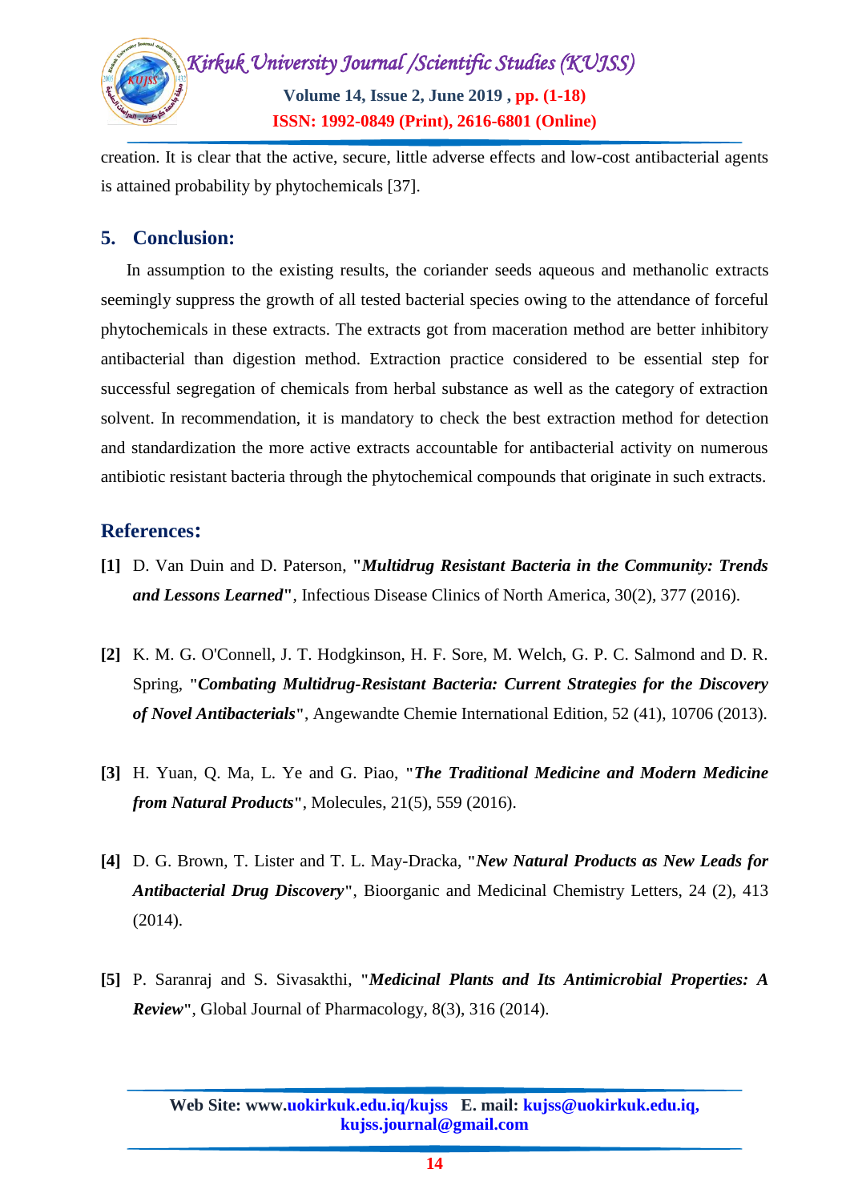creation. It is clear that the active, secure, little adverse effects and low-cost antibacterial agents is attained probability by phytochemicals [37].

## 5. Conclusion:

In assumption to the existing results, the coriander seeds aqueous and methanolic extracts seemingly suppress the growth of all tested bacterial species owing to the attendance of forceful phytochemicals in these extracts. The extracts got from maceration method are better inhibitory antibacterial than digestion method. Extraction practice considered to be essential step for successful segregation of chemicals from herbal substance as well as the category of extraction solvent. In recommendation, it is mandatory to check the best extraction method for detection and standardization the more active extracts accountable for antibacterial activity on numerous antibiotic resistant bacteria through the phytochemical compounds that originate in such extracts.

## References:

**[1]** D. Van Duin and D. Paterson, "***Multidrug Resistant Bacteria in the Community: Trends and Lessons Learned***", Infectious Disease Clinics of North America, 30(2), 377 (2016).

**[2]** K. M. G. O'Connell, J. T. Hodgkinson, H. F. Sore, M. Welch, G. P. C. Salmond and D. R. Spring, "***Combating Multidrug-Resistant Bacteria: Current Strategies for the Discovery of Novel Antibacterials***", Angewandte Chemie International Edition, 52 (41), 10706 (2013).

**[3]** H. Yuan, Q. Ma, L. Ye and G. Piao, "***The Traditional Medicine and Modern Medicine from Natural Products***", Molecules, 21(5), 559 (2016).

**[4]** D. G. Brown, T. Lister and T. L. May-Dracka, "***New Natural Products as New Leads for Antibacterial Drug Discovery***", Bioorganic and Medicinal Chemistry Letters, 24 (2), 413 (2014).

**[5]** P. Saranraj and S. Sivasakthi, "***Medicinal Plants and Its Antimicrobial Properties: A Review***", Global Journal of Pharmacology, 8(3), 316 (2014).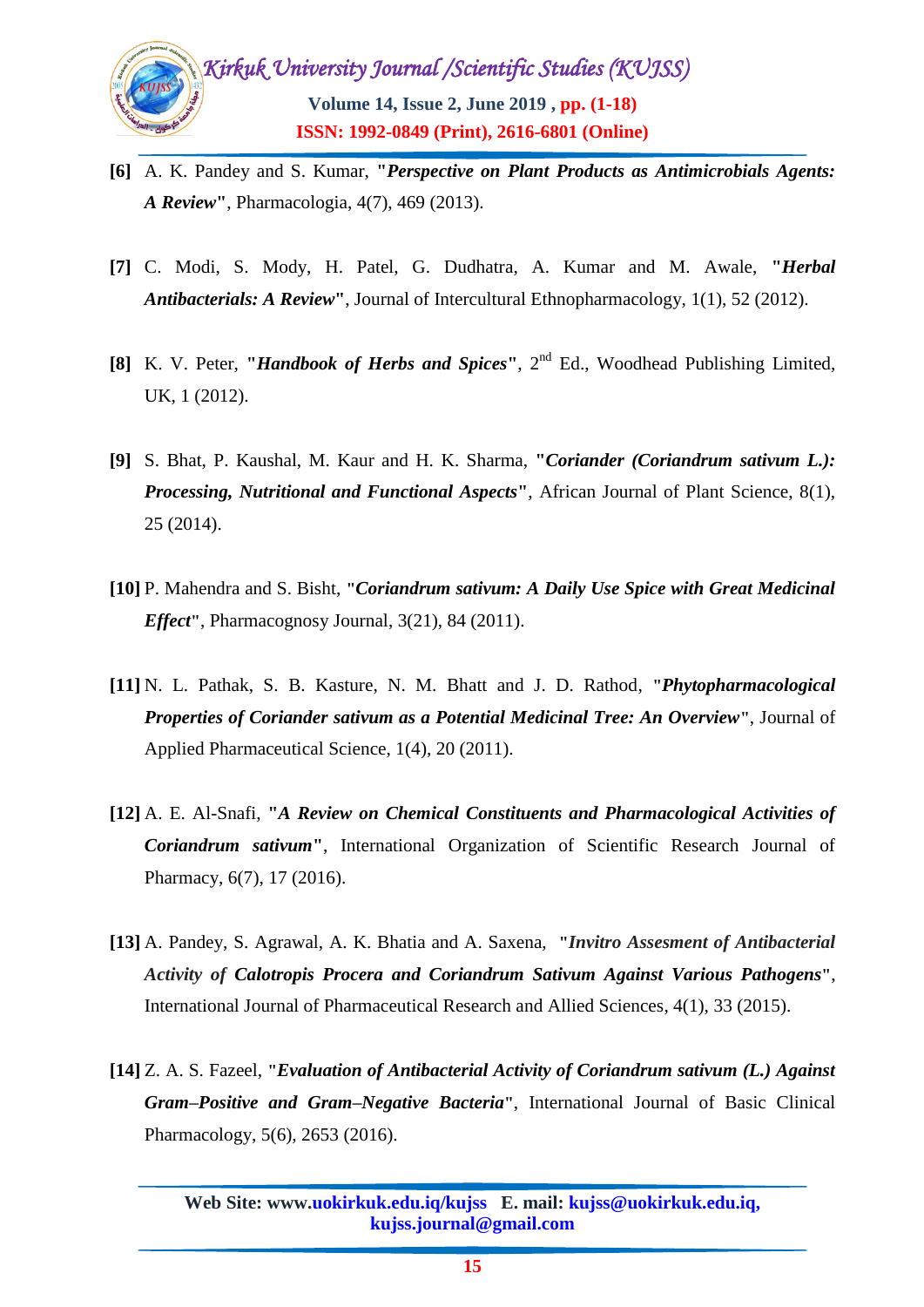**[6]** A. K. Pandey and S. Kumar, "***Perspective on Plant Products as Antimicrobials Agents: A Review***", Pharmacologia, 4(7), 469 (2013).

**[7]** C. Modi, S. Mody, H. Patel, G. Dudhatra, A. Kumar and M. Awale, "***Herbal Antibacterials: A Review***", Journal of Intercultural Ethnopharmacology, 1(1), 52 (2012).

**[8]** K. V. Peter, "***Handbook of Herbs and Spices***", 2nd Ed., Woodhead Publishing Limited, UK, 1 (2012).

**[9]** S. Bhat, P. Kaushal, M. Kaur and H. K. Sharma, "***Coriander (Coriandrum sativum L.): Processing, Nutritional and Functional Aspects***", African Journal of Plant Science, 8(1), 25 (2014).

**[10]** P. Mahendra and S. Bisht, "***Coriandrum sativum: A Daily Use Spice with Great Medicinal Effect***", Pharmacognosy Journal, 3(21), 84 (2011).

**[11]** N. L. Pathak, S. B. Kasture, N. M. Bhatt and J. D. Rathod, "***Phytopharmacological Properties of Coriander sativum as a Potential Medicinal Tree: An Overview***", Journal of Applied Pharmaceutical Science, 1(4), 20 (2011).

**[12]** A. E. Al-Snafi, "***A Review on Chemical Constituents and Pharmacological Activities of Coriandrum sativum***", International Organization of Scientific Research Journal of Pharmacy, 6(7), 17 (2016).

**[13]** A. Pandey, S. Agrawal, A. K. Bhatia and A. Saxena, "***Invitro Assesment of Antibacterial Activity of Calotropis Procera and Coriandrum Sativum Against Various Pathogens***", International Journal of Pharmaceutical Research and Allied Sciences, 4(1), 33 (2015).

**[14]** Z. A. S. Fazeel, "***Evaluation of Antibacterial Activity of Coriandrum sativum (L.) Against Gram–Positive and Gram–Negative Bacteria***", International Journal of Basic Clinical Pharmacology, 5(6), 2653 (2016).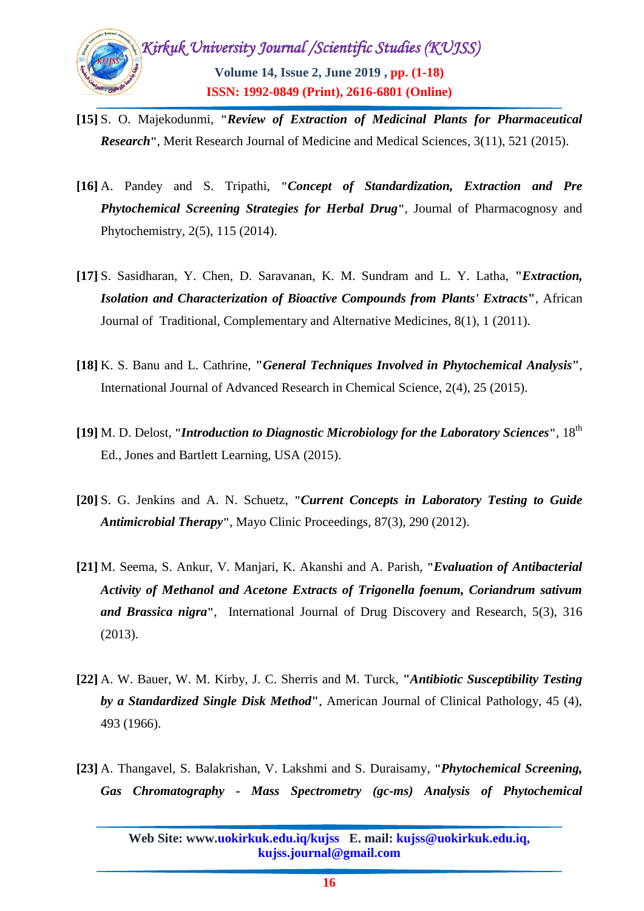**[15]** S. O. Majekodunmi, "***Review of Extraction of Medicinal Plants for Pharmaceutical Research***", Merit Research Journal of Medicine and Medical Sciences, 3(11), 521 (2015).

**[16]** A. Pandey and S. Tripathi, "***Concept of Standardization, Extraction and Pre Phytochemical Screening Strategies for Herbal Drug***", Journal of Pharmacognosy and Phytochemistry, 2(5), 115 (2014).

**[17]** S. Sasidharan, Y. Chen, D. Saravanan, K. M. Sundram and L. Y. Latha, "***Extraction, Isolation and Characterization of Bioactive Compounds from Plants' Extracts***", African Journal of Traditional, Complementary and Alternative Medicines, 8(1), 1 (2011).

**[18]** K. S. Banu and L. Cathrine, "***General Techniques Involved in Phytochemical Analysis***", International Journal of Advanced Research in Chemical Science, 2(4), 25 (2015).

**[19]** M. D. Delost, "***Introduction to Diagnostic Microbiology for the Laboratory Sciences***", $18^{th}$ Ed., Jones and Bartlett Learning, USA (2015).

**[20]** S. G. Jenkins and A. N. Schuetz, "***Current Concepts in Laboratory Testing to Guide Antimicrobial Therapy***", Mayo Clinic Proceedings, 87(3), 290 (2012).

**[21]** M. Seema, S. Ankur, V. Manjari, K. Akanshi and A. Parish, "***Evaluation of Antibacterial Activity of Methanol and Acetone Extracts of Trigonella foenum, Coriandrum sativum and Brassica nigra***", International Journal of Drug Discovery and Research, 5(3), 316 (2013).

**[22]** A. W. Bauer, W. M. Kirby, J. C. Sherris and M. Turck, "***Antibiotic Susceptibility Testing by a Standardized Single Disk Method***", American Journal of Clinical Pathology, 45 (4), 493 (1966).

**[23]** A. Thangavel, S. Balakrishan, V. Lakshmi and S. Duraisamy, "***Phytochemical Screening, Gas Chromatography - Mass Spectrometry (gc-ms) Analysis of Phytochemical***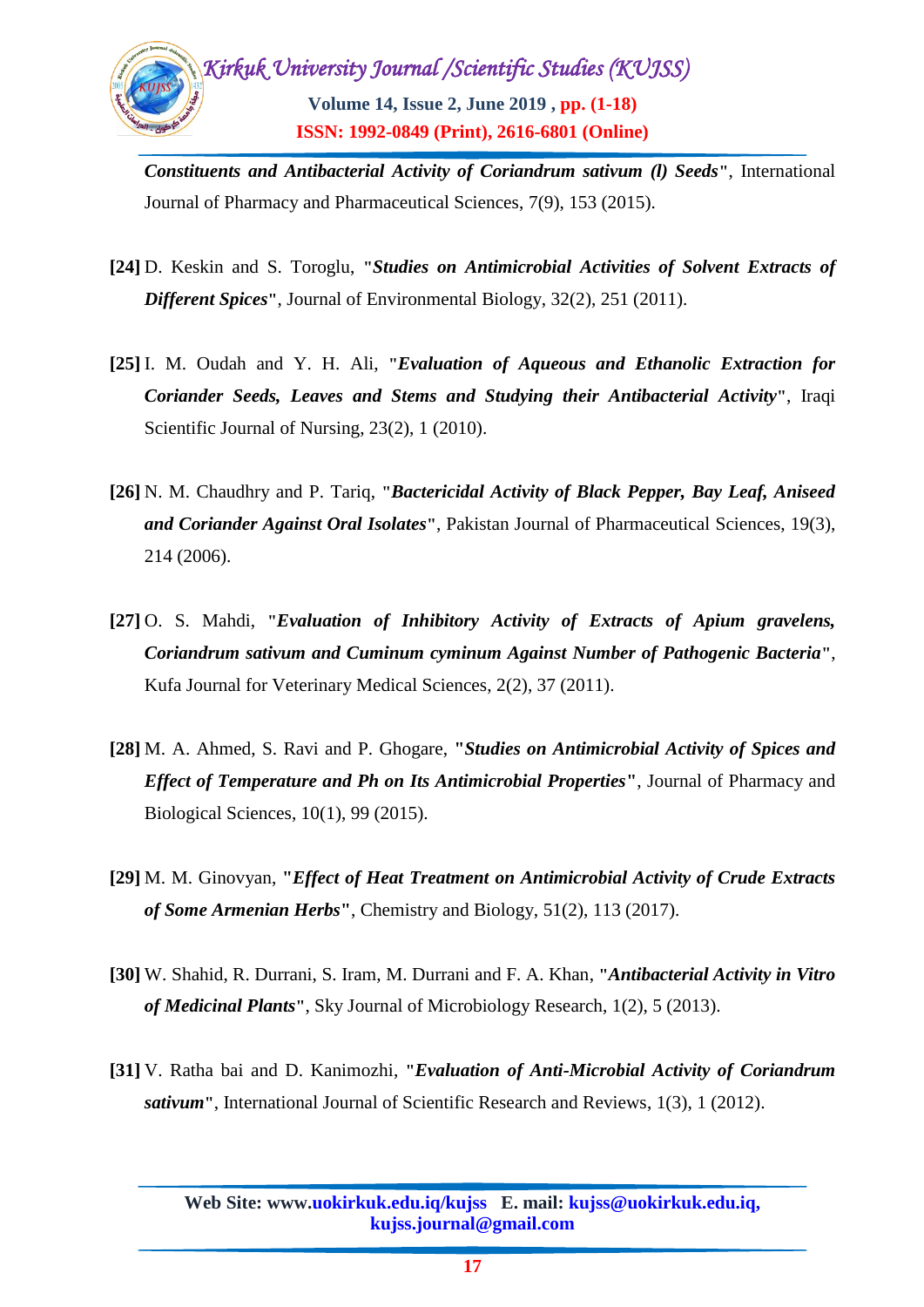***Constituents and Antibacterial Activity of Coriandrum sativum (l) Seeds***", International Journal of Pharmacy and Pharmaceutical Sciences, 7(9), 153 (2015).

**[24]** D. Keskin and S. Toroglu, "***Studies on Antimicrobial Activities of Solvent Extracts of Different Spices***", Journal of Environmental Biology, 32(2), 251 (2011).

**[25]** I. M. Oudah and Y. H. Ali, "***Evaluation of Aqueous and Ethanolic Extraction for Coriander Seeds, Leaves and Stems and Studying their Antibacterial Activity***", Iraqi Scientific Journal of Nursing, 23(2), 1 (2010).

**[26]** N. M. Chaudhry and P. Tariq, "***Bactericidal Activity of Black Pepper, Bay Leaf, Aniseed and Coriander Against Oral Isolates***", Pakistan Journal of Pharmaceutical Sciences, 19(3), 214 (2006).

**[27]** O. S. Mahdi, "***Evaluation of Inhibitory Activity of Extracts of Apium gravelens, Coriandrum sativum and Cuminum cyminum Against Number of Pathogenic Bacteria***", Kufa Journal for Veterinary Medical Sciences, 2(2), 37 (2011).

**[28]** M. A. Ahmed, S. Ravi and P. Ghogare, "***Studies on Antimicrobial Activity of Spices and Effect of Temperature and Ph on Its Antimicrobial Properties***", Journal of Pharmacy and Biological Sciences, 10(1), 99 (2015).

**[29]** M. M. Ginovyan, "***Effect of Heat Treatment on Antimicrobial Activity of Crude Extracts of Some Armenian Herbs***", Chemistry and Biology, 51(2), 113 (2017).

**[30]** W. Shahid, R. Durrani, S. Iram, M. Durrani and F. A. Khan, "***Antibacterial Activity in Vitro of Medicinal Plants***", Sky Journal of Microbiology Research, 1(2), 5 (2013).

**[31]** V. Ratha bai and D. Kanimozhi, "***Evaluation of Anti-Microbial Activity of Coriandrum sativum***", International Journal of Scientific Research and Reviews, 1(3), 1 (2012).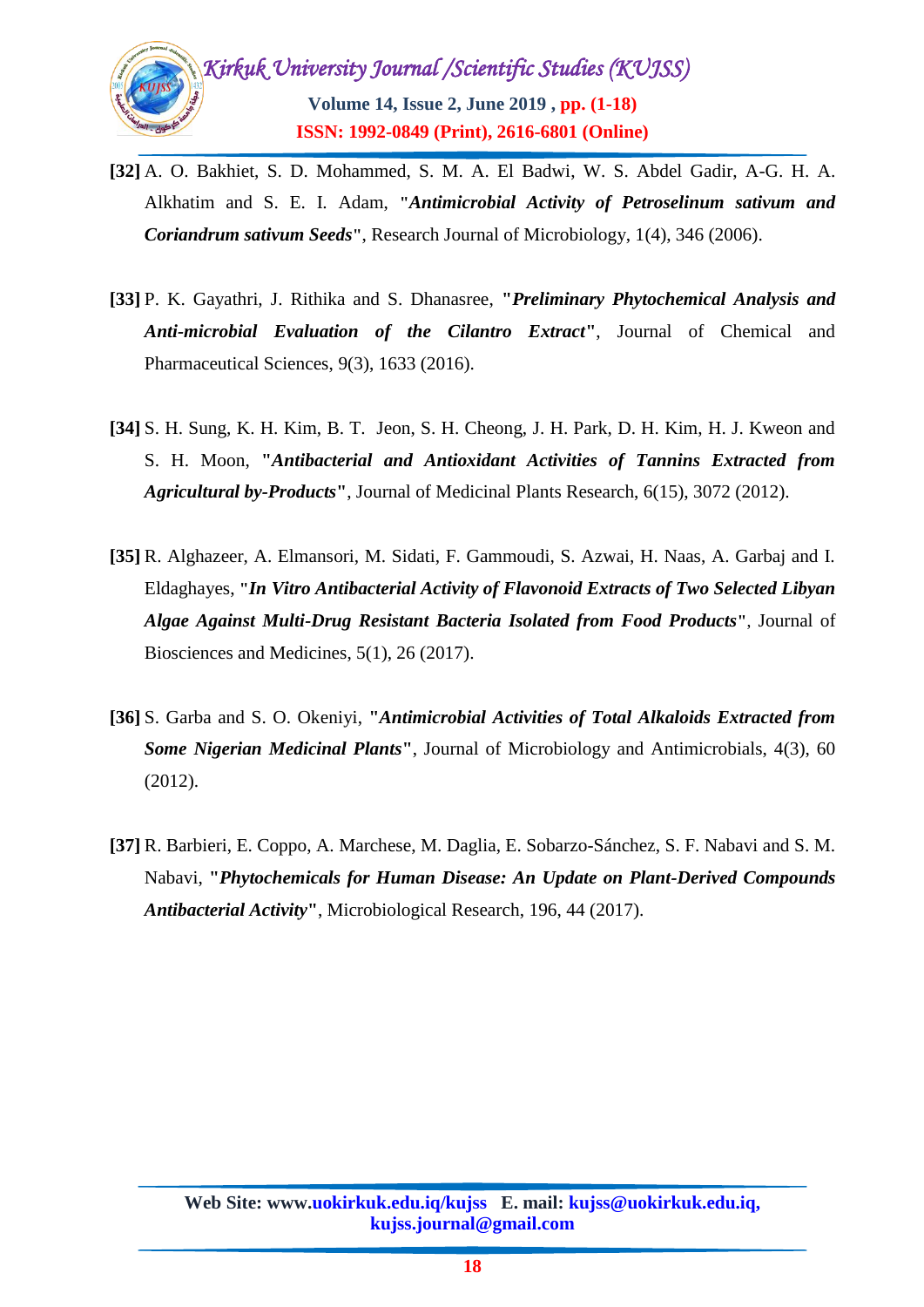**[32]** A. O. Bakhiet, S. D. Mohammed, S. M. A. El Badwi, W. S. Abdel Gadir, A-G. H. A. Alkhatim and S. E. I. Adam, "***Antimicrobial Activity of Petroselinum sativum and Coriandrum sativum Seeds***", Research Journal of Microbiology, 1(4), 346 (2006).

**[33]** P. K. Gayathri, J. Rithika and S. Dhanasree, "***Preliminary Phytochemical Analysis and Anti-microbial Evaluation of the Cilantro Extract***", Journal of Chemical and Pharmaceutical Sciences, 9(3), 1633 (2016).

**[34]** S. H. Sung, K. H. Kim, B. T. Jeon, S. H. Cheong, J. H. Park, D. H. Kim, H. J. Kweon and S. H. Moon, "***Antibacterial and Antioxidant Activities of Tannins Extracted from Agricultural by-Products***", Journal of Medicinal Plants Research, 6(15), 3072 (2012).

**[35]** R. Alghazeer, A. Elmansori, M. Sidati, F. Gammoudi, S. Azwai, H. Naas, A. Garbaj and I. Eldaghayes, "***In Vitro Antibacterial Activity of Flavonoid Extracts of Two Selected Libyan Algae Against Multi-Drug Resistant Bacteria Isolated from Food Products***", Journal of Biosciences and Medicines, 5(1), 26 (2017).

**[36]** S. Garba and S. O. Okeniyi, "***Antimicrobial Activities of Total Alkaloids Extracted from Some Nigerian Medicinal Plants***", Journal of Microbiology and Antimicrobials, 4(3), 60 (2012).

**[37]** R. Barbieri, E. Coppo, A. Marchese, M. Daglia, E. Sobarzo-Sánchez, S. F. Nabavi and S. M. Nabavi, "***Phytochemicals for Human Disease: An Update on Plant-Derived Compounds Antibacterial Activity***", Microbiological Research, 196, 44 (2017).